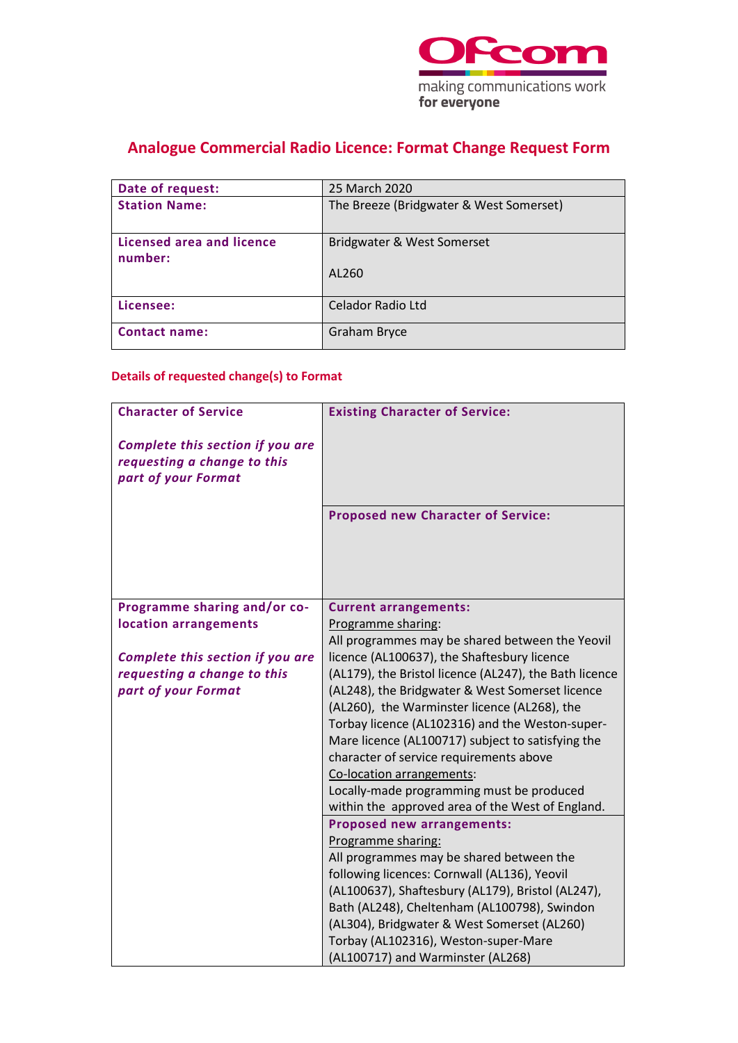# Analogue Commercial Radio Licence: Format Change Request Form

| | |
|---|---|
| **Date of request:** | 25 March 2020 |
| **Station Name:** | The Breeze (Bridgwater & West Somerset) |
| **Licensed area and licence number:** | Bridgwater & West Somerset<br><br>AL260 |
| **Licensee:** | Celador Radio Ltd |
| **Contact name:** | Graham Bryce |

## Details of requested change(s) to Format

| | |
|---|---|
| **Character of Service**<br><br>***Complete this section if you are requesting a change to this part of your Format*** | **Existing Character of Service:** |
| | **Proposed new Character of Service:** |
| **Programme sharing and/or co-location arrangements**<br><br>***Complete this section if you are requesting a change to this part of your Format*** | **Current arrangements:**<br>Programme sharing:<br>All programmes may be shared between the Yeovil licence (AL100637), the Shaftesbury licence (AL179), the Bristol licence (AL247), the Bath licence (AL248), the Bridgwater & West Somerset licence (AL260), the Warminster licence (AL268), the Torbay licence (AL102316) and the Weston-super-Mare licence (AL100717) subject to satisfying the character of service requirements above<br>Co-location arrangements:<br>Locally-made programming must be produced within the approved area of the West of England. |
| | **Proposed new arrangements:**<br>Programme sharing:<br>All programmes may be shared between the following licences: Cornwall (AL136), Yeovil (AL100637), Shaftesbury (AL179), Bristol (AL247), Bath (AL248), Cheltenham (AL100798), Swindon (AL304), Bridgwater & West Somerset (AL260) Torbay (AL102316), Weston-super-Mare (AL100717) and Warminster (AL268) |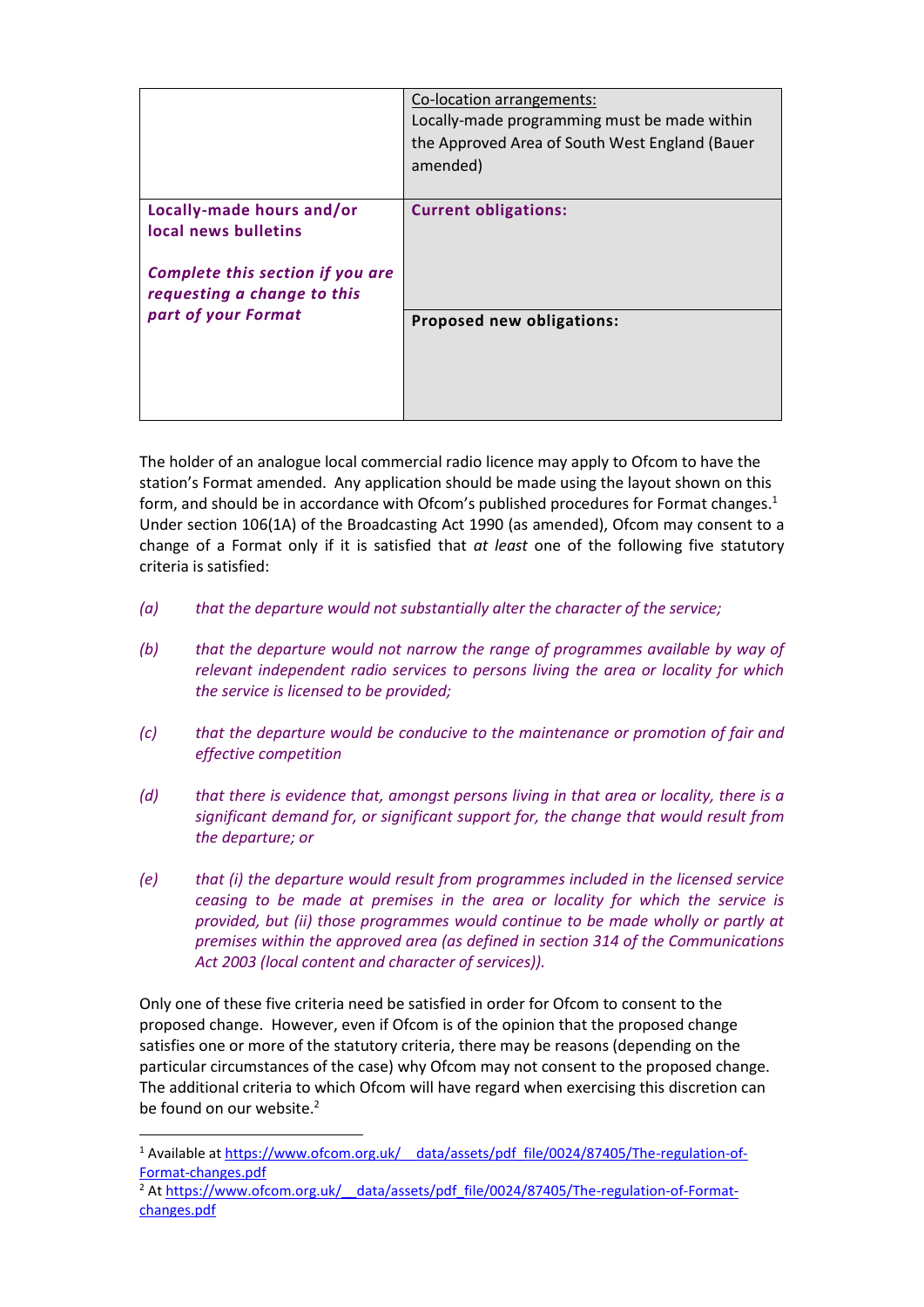| | |
|---|---|
| | Co-location arrangements:<br>Locally-made programming must be made within the Approved Area of South West England (Bauer amended) |
| **Locally-made hours and/or local news bulletins**<br><br>***Complete this section if you are requesting a change to this part of your Format*** | **Current obligations:** |
| | **Proposed new obligations:** |

The holder of an analogue local commercial radio licence may apply to Ofcom to have the station's Format amended. Any application should be made using the layout shown on this form, and should be in accordance with Ofcom's published procedures for Format changes.[1] Under section 106(1A) of the Broadcasting Act 1990 (as amended), Ofcom may consent to a change of a Format only if it is satisfied that *at least* one of the following five statutory criteria is satisfied:

*(a) that the departure would not substantially alter the character of the service;*

*(b) that the departure would not narrow the range of programmes available by way of relevant independent radio services to persons living the area or locality for which the service is licensed to be provided;*

*(c) that the departure would be conducive to the maintenance or promotion of fair and effective competition*

*(d) that there is evidence that, amongst persons living in that area or locality, there is a significant demand for, or significant support for, the change that would result from the departure; or*

*(e) that (i) the departure would result from programmes included in the licensed service ceasing to be made at premises in the area or locality for which the service is provided, but (ii) those programmes would continue to be made wholly or partly at premises within the approved area (as defined in section 314 of the Communications Act 2003 (local content and character of services)).*

Only one of these five criteria need be satisfied in order for Ofcom to consent to the proposed change. However, even if Ofcom is of the opinion that the proposed change satisfies one or more of the statutory criteria, there may be reasons (depending on the particular circumstances of the case) why Ofcom may not consent to the proposed change. The additional criteria to which Ofcom will have regard when exercising this discretion can be found on our website.[2]

---

[1] Available at https://www.ofcom.org.uk/__data/assets/pdf_file/0024/87405/The-regulation-of-Format-changes.pdf

[2] At https://www.ofcom.org.uk/__data/assets/pdf_file/0024/87405/The-regulation-of-Format-changes.pdf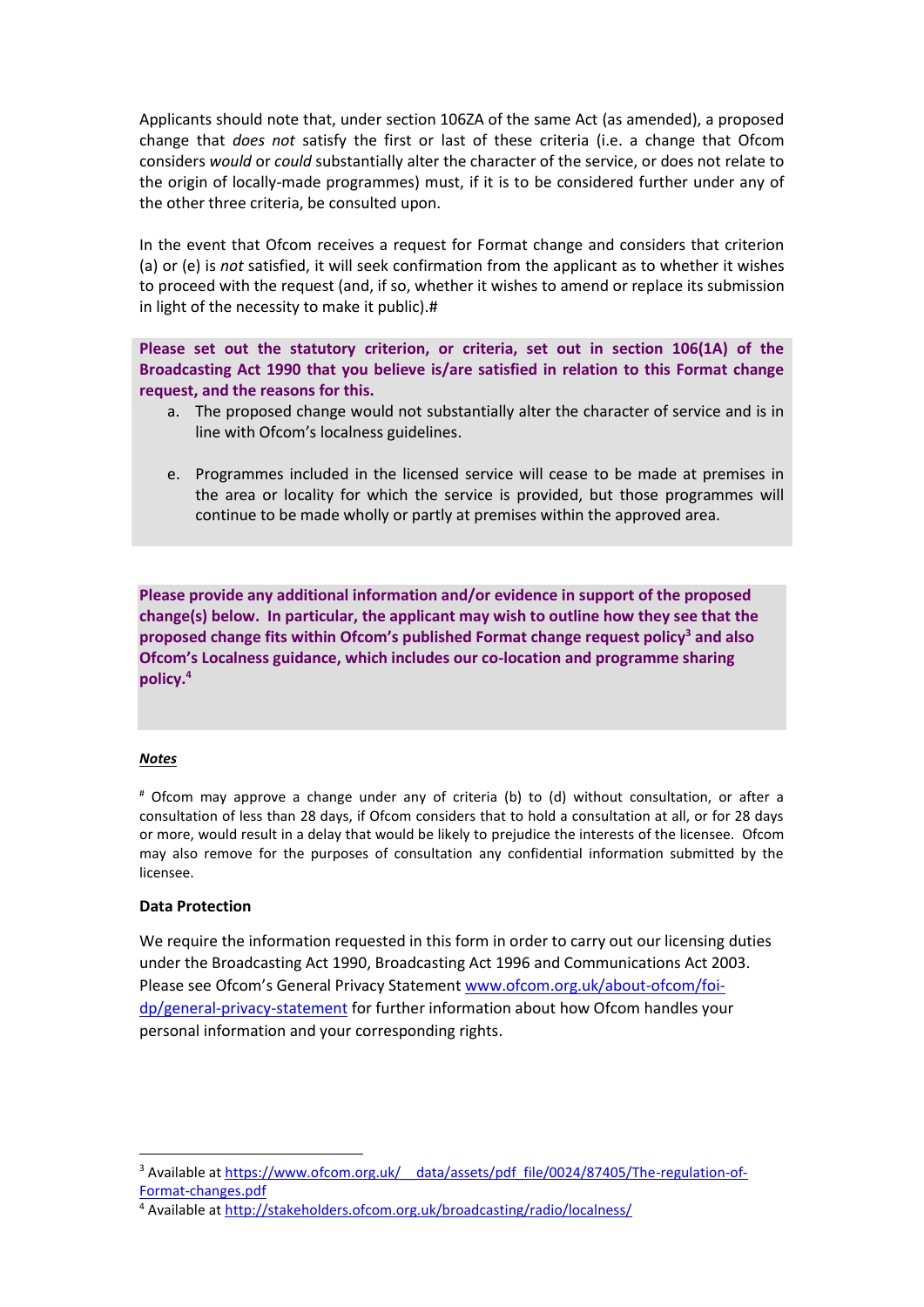Applicants should note that, under section 106ZA of the same Act (as amended), a proposed change that *does not* satisfy the first or last of these criteria (i.e. a change that Ofcom considers *would* or *could* substantially alter the character of the service, or does not relate to the origin of locally-made programmes) must, if it is to be considered further under any of the other three criteria, be consulted upon.

In the event that Ofcom receives a request for Format change and considers that criterion (a) or (e) is *not* satisfied, it will seek confirmation from the applicant as to whether it wishes to proceed with the request (and, if so, whether it wishes to amend or replace its submission in light of the necessity to make it public).#

**Please set out the statutory criterion, or criteria, set out in section 106(1A) of the Broadcasting Act 1990 that you believe is/are satisfied in relation to this Format change request, and the reasons for this.**

a. The proposed change would not substantially alter the character of service and is in line with Ofcom's localness guidelines.

e. Programmes included in the licensed service will cease to be made at premises in the area or locality for which the service is provided, but those programmes will continue to be made wholly or partly at premises within the approved area.

**Please provide any additional information and/or evidence in support of the proposed change(s) below. In particular, the applicant may wish to outline how they see that the proposed change fits within Ofcom's published Format change request policy[3] and also Ofcom's Localness guidance, which includes our co-location and programme sharing policy.[4]**

***Notes***

# Ofcom may approve a change under any of criteria (b) to (d) without consultation, or after a consultation of less than 28 days, if Ofcom considers that to hold a consultation at all, or for 28 days or more, would result in a delay that would be likely to prejudice the interests of the licensee. Ofcom may also remove for the purposes of consultation any confidential information submitted by the licensee.

**Data Protection**

We require the information requested in this form in order to carry out our licensing duties under the Broadcasting Act 1990, Broadcasting Act 1996 and Communications Act 2003. Please see Ofcom's General Privacy Statement [www.ofcom.org.uk/about-ofcom/foi-dp/general-privacy-statement](www.ofcom.org.uk/about-ofcom/foi-dp/general-privacy-statement) for further information about how Ofcom handles your personal information and your corresponding rights.

---

[3] Available at [https://www.ofcom.org.uk/__data/assets/pdf_file/0024/87405/The-regulation-of-Format-changes.pdf](https://www.ofcom.org.uk/__data/assets/pdf_file/0024/87405/The-regulation-of-Format-changes.pdf)

[4] Available at [http://stakeholders.ofcom.org.uk/broadcasting/radio/localness/](http://stakeholders.ofcom.org.uk/broadcasting/radio/localness/)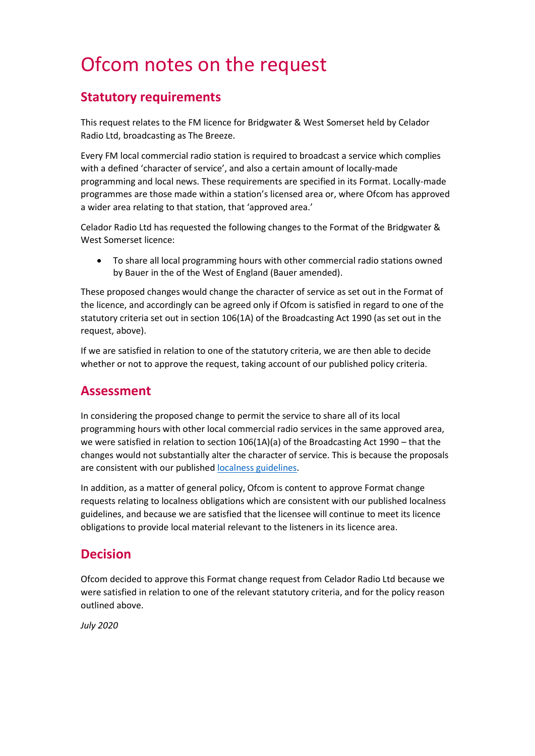# Ofcom notes on the request

## Statutory requirements

This request relates to the FM licence for Bridgwater & West Somerset held by Celador Radio Ltd, broadcasting as The Breeze.

Every FM local commercial radio station is required to broadcast a service which complies with a defined 'character of service', and also a certain amount of locally-made programming and local news. These requirements are specified in its Format. Locally-made programmes are those made within a station's licensed area or, where Ofcom has approved a wider area relating to that station, that 'approved area.'

Celador Radio Ltd has requested the following changes to the Format of the Bridgwater & West Somerset licence:

- To share all local programming hours with other commercial radio stations owned by Bauer in the of the West of England (Bauer amended).

These proposed changes would change the character of service as set out in the Format of the licence, and accordingly can be agreed only if Ofcom is satisfied in regard to one of the statutory criteria set out in section 106(1A) of the Broadcasting Act 1990 (as set out in the request, above).

If we are satisfied in relation to one of the statutory criteria, we are then able to decide whether or not to approve the request, taking account of our published policy criteria.

## Assessment

In considering the proposed change to permit the service to share all of its local programming hours with other local commercial radio services in the same approved area, we were satisfied in relation to section 106(1A)(a) of the Broadcasting Act 1990 – that the changes would not substantially alter the character of service. This is because the proposals are consistent with our published localness guidelines.

In addition, as a matter of general policy, Ofcom is content to approve Format change requests relating to localness obligations which are consistent with our published localness guidelines, and because we are satisfied that the licensee will continue to meet its licence obligations to provide local material relevant to the listeners in its licence area.

## Decision

Ofcom decided to approve this Format change request from Celador Radio Ltd because we were satisfied in relation to one of the relevant statutory criteria, and for the policy reason outlined above.

*July 2020*